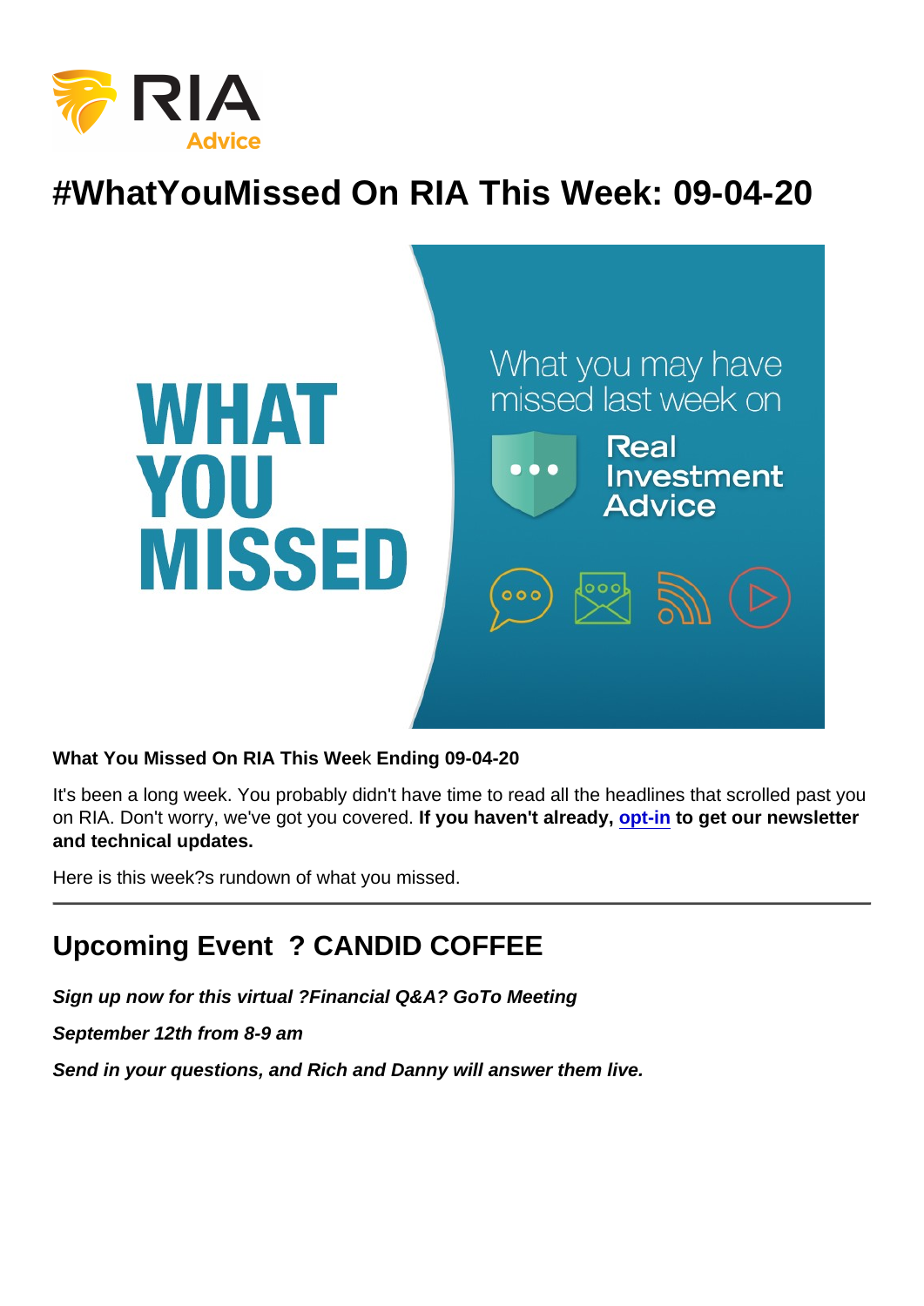# #WhatYouMissed On RIA This Week: 09-04-20

**What You Missed On RIA This Week Ending 09-04-20**

It's been a long week. You probably didn't have time to read all the headlines that scrolled past you on RIA. Don't worry, we've got you covered. **If you haven't already, opt-in to get our newsletter and technical updates.**

Here is this week?s rundown of what you missed.

---

## Upcoming Event ? CANDID COFFEE

***Sign up now for this virtual ?Financial Q&A? GoTo Meeting***

***September 12th from 8-9 am***

***Send in your questions, and Rich and Danny will answer them live.***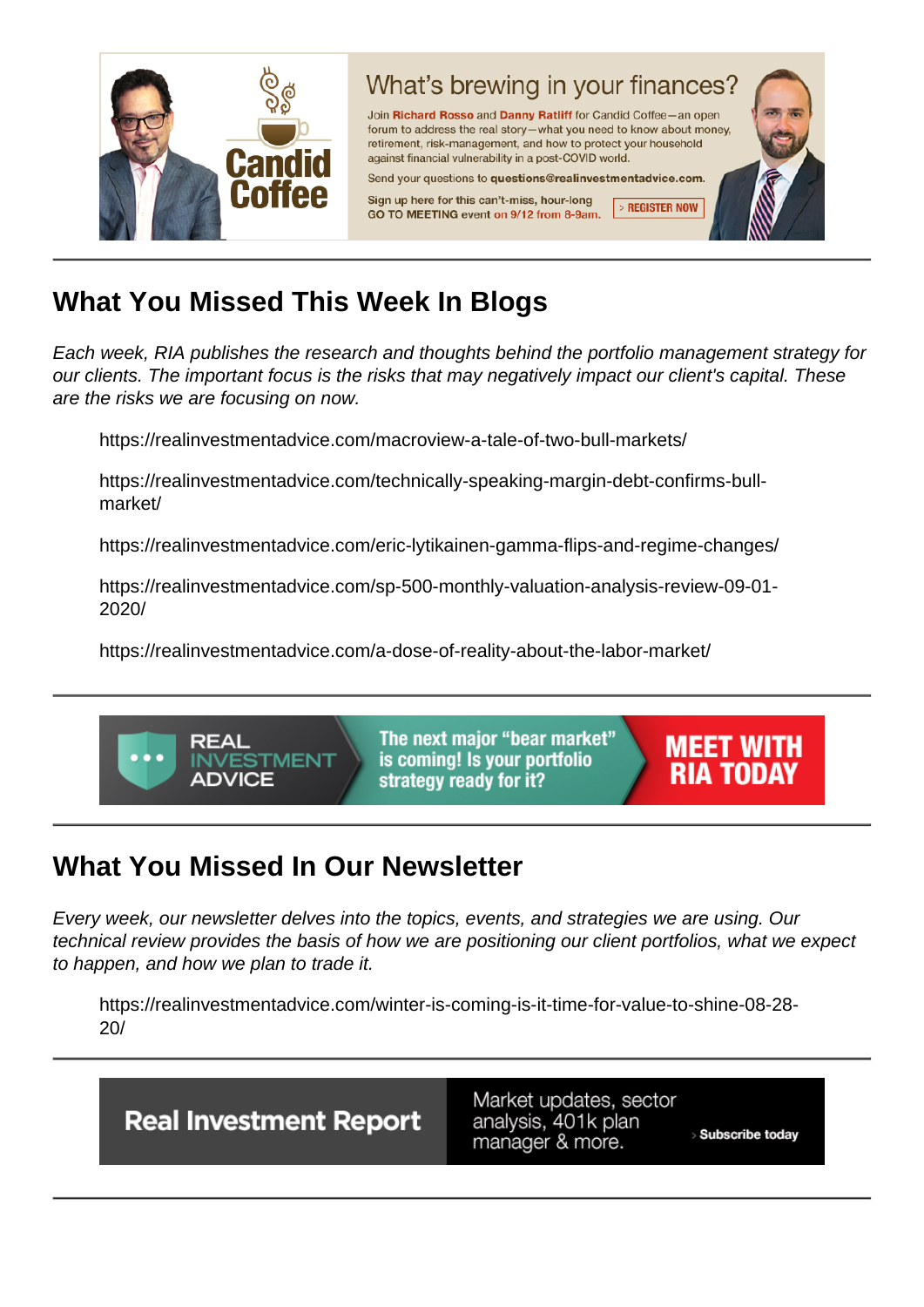What's brewing in your finances?

Join Richard Rosso and Danny Ratliff for Candid Coffee—an open forum to address the real story—what you need to know about money, retirement, risk-management, and how to protect your household against financial vulnerability in a post-COVID world.

Send your questions to questions@realinvestmentadvice.com.

Sign up here for this can't-miss, hour-long GO TO MEETING event on 9/12 from 8-9am. > REGISTER NOW

## What You Missed This Week In Blogs

*Each week, RIA publishes the research and thoughts behind the portfolio management strategy for our clients. The important focus is the risks that may negatively impact our client's capital. These are the risks we are focusing on now.*

- https://realinvestmentadvice.com/macroview-a-tale-of-two-bull-markets/
- https://realinvestmentadvice.com/technically-speaking-margin-debt-confirms-bull-market/
- https://realinvestmentadvice.com/eric-lytikainen-gamma-flips-and-regime-changes/
- https://realinvestmentadvice.com/sp-500-monthly-valuation-analysis-review-09-01-2020/
- https://realinvestmentadvice.com/a-dose-of-reality-about-the-labor-market/

REAL INVESTMENT ADVICE — The next major "bear market" is coming! Is your portfolio strategy ready for it? MEET WITH RIA TODAY

## What You Missed In Our Newsletter

*Every week, our newsletter delves into the topics, events, and strategies we are using. Our technical review provides the basis of how we are positioning our client portfolios, what we expect to happen, and how we plan to trade it.*

- https://realinvestmentadvice.com/winter-is-coming-is-it-time-for-value-to-shine-08-28-20/

Real Investment Report — Market updates, sector analysis, 401k plan manager & more. › Subscribe today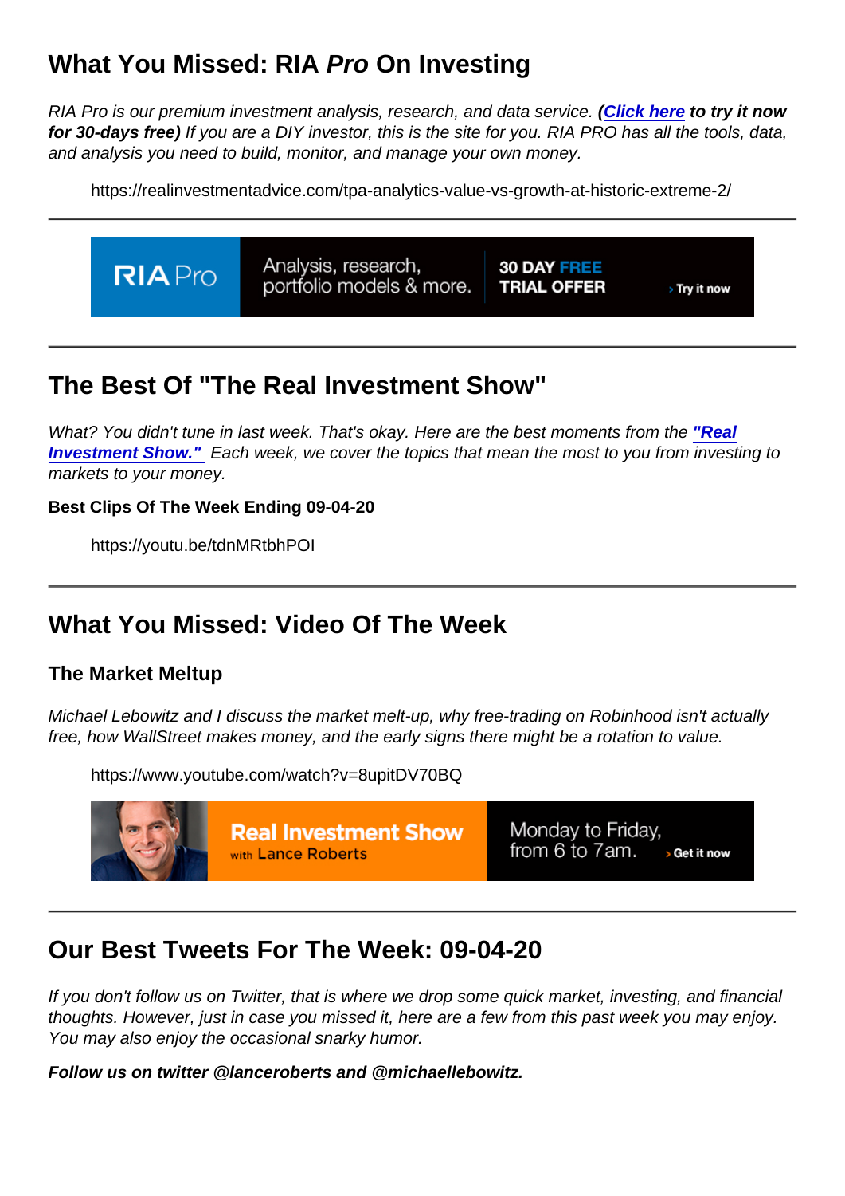## What You Missed: RIA *Pro* On Investing

*RIA Pro is our premium investment analysis, research, and data service.* ***(Click here to try it now for 30-days free)*** *If you are a DIY investor, this is the site for you. RIA PRO has all the tools, data, and analysis you need to build, monitor, and manage your own money.*

https://realinvestmentadvice.com/tpa-analytics-value-vs-growth-at-historic-extreme-2/

---

---

## The Best Of "The Real Investment Show"

*What? You didn't tune in last week. That's okay. Here are the best moments from the* ***"Real Investment Show."*** *Each week, we cover the topics that mean the most to you from investing to markets to your money.*

**Best Clips Of The Week Ending 09-04-20**

https://youtu.be/tdnMRtbhPOI

---

## What You Missed: Video Of The Week

### The Market Meltup

*Michael Lebowitz and I discuss the market melt-up, why free-trading on Robinhood isn't actually free, how WallStreet makes money, and the early signs there might be a rotation to value.*

https://www.youtube.com/watch?v=8upitDV70BQ

---

## Our Best Tweets For The Week: 09-04-20

*If you don't follow us on Twitter, that is where we drop some quick market, investing, and financial thoughts. However, just in case you missed it, here are a few from this past week you may enjoy. You may also enjoy the occasional snarky humor.*

***Follow us on twitter @lanceroberts and @michaellebowitz.***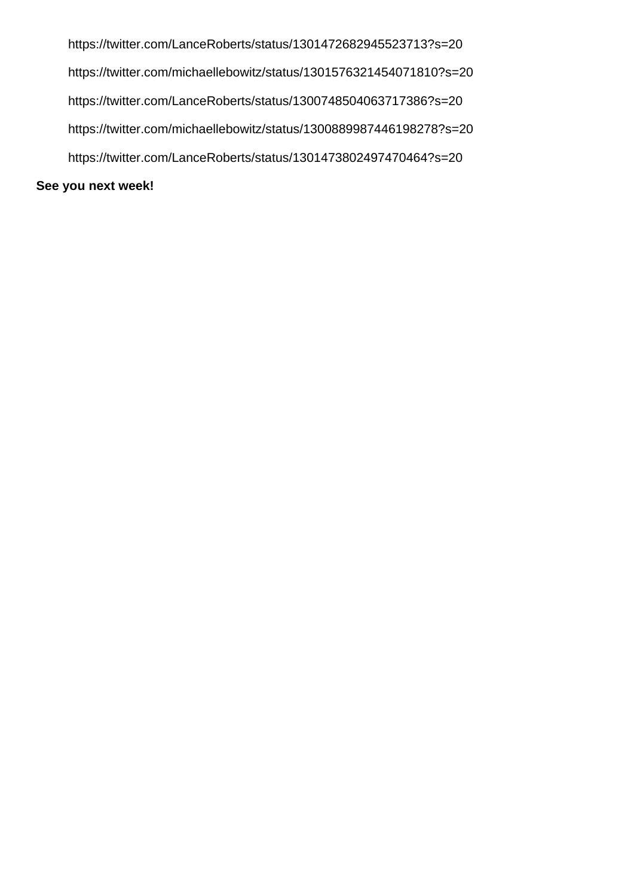https://twitter.com/LanceRoberts/status/1301472682945523713?s=20

https://twitter.com/michaellebowitz/status/1301576321454071810?s=20

https://twitter.com/LanceRoberts/status/1300748504063717386?s=20

https://twitter.com/michaellebowitz/status/1300889987446198278?s=20

https://twitter.com/LanceRoberts/status/1301473802497470464?s=20

**See you next week!**